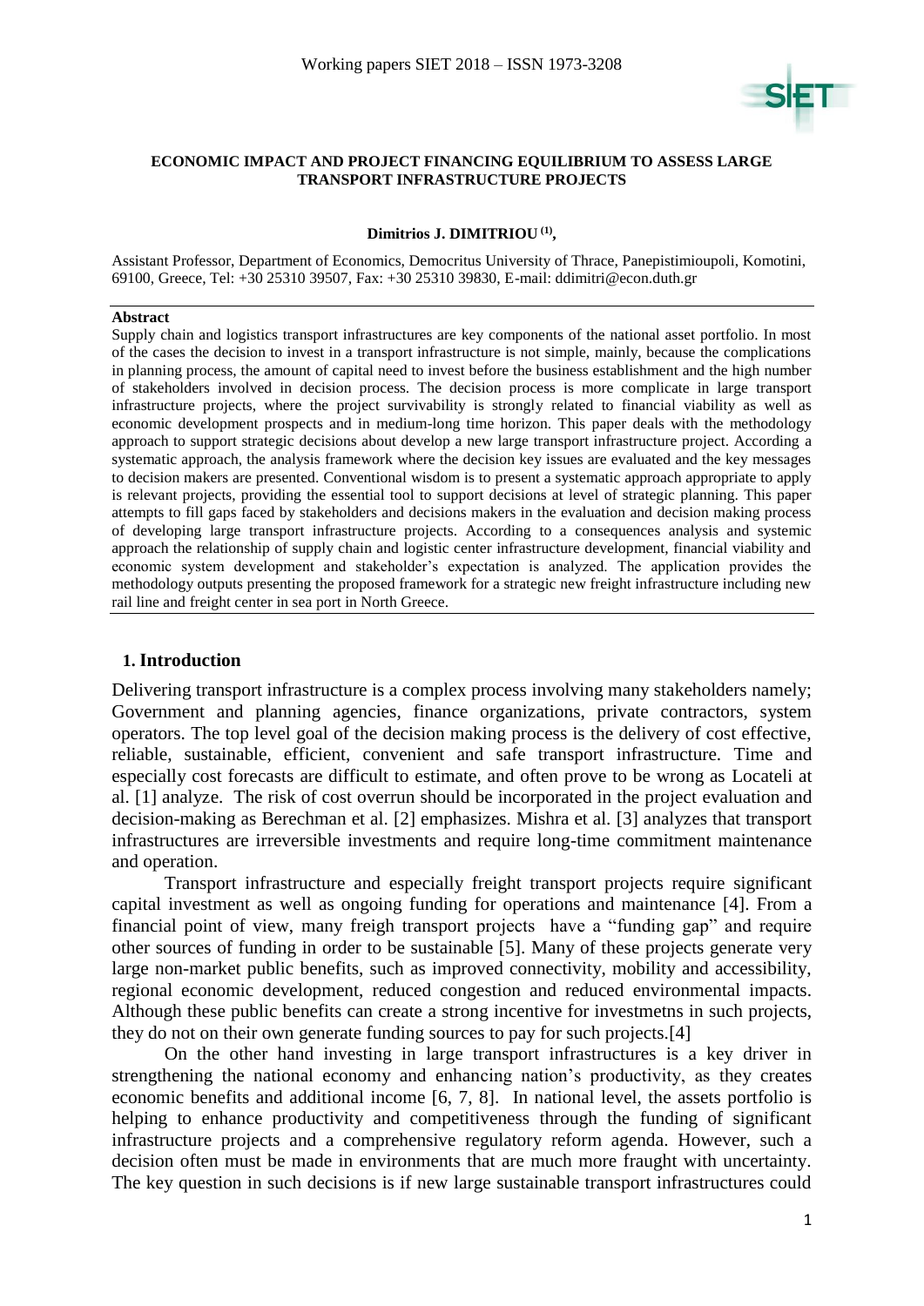# ECONOMIC IMPACT AND PROJECT FINANCING EQUILIBRIUM TO ASSESS LARGE TRANSPORT INFRASTRUCTURE PROJECTS

**Dimitrios J. DIMITRIOU [(1)],**

Assistant Professor, Department of Economics, Democritus University of Thrace, Panepistimioupoli, Komotini, 69100, Greece, Tel: +30 25310 39507, Fax: +30 25310 39830, E-mail: ddimitri@econ.duth.gr

**Abstract**

Supply chain and logistics transport infrastructures are key components of the national asset portfolio. In most of the cases the decision to invest in a transport infrastructure is not simple, mainly, because the complications in planning process, the amount of capital need to invest before the business establishment and the high number of stakeholders involved in decision process. The decision process is more complicate in large transport infrastructure projects, where the project survivability is strongly related to financial viability as well as economic development prospects and in medium-long time horizon. This paper deals with the methodology approach to support strategic decisions about develop a new large transport infrastructure project. According a systematic approach, the analysis framework where the decision key issues are evaluated and the key messages to decision makers are presented. Conventional wisdom is to present a systematic approach appropriate to apply is relevant projects, providing the essential tool to support decisions at level of strategic planning. This paper attempts to fill gaps faced by stakeholders and decisions makers in the evaluation and decision making process of developing large transport infrastructure projects. According to a consequences analysis and systemic approach the relationship of supply chain and logistic center infrastructure development, financial viability and economic system development and stakeholder's expectation is analyzed. The application provides the methodology outputs presenting the proposed framework for a strategic new freight infrastructure including new rail line and freight center in sea port in North Greece.

## 1. Introduction

Delivering transport infrastructure is a complex process involving many stakeholders namely; Government and planning agencies, finance organizations, private contractors, system operators. The top level goal of the decision making process is the delivery of cost effective, reliable, sustainable, efficient, convenient and safe transport infrastructure. Time and especially cost forecasts are difficult to estimate, and often prove to be wrong as Locateli at al. [1] analyze. The risk of cost overrun should be incorporated in the project evaluation and decision-making as Berechman et al. [2] emphasizes. Mishra et al. [3] analyzes that transport infrastructures are irreversible investments and require long-time commitment maintenance and operation.

Transport infrastructure and especially freight transport projects require significant capital investment as well as ongoing funding for operations and maintenance [4]. From a financial point of view, many freigh transport projects have a "funding gap" and require other sources of funding in order to be sustainable [5]. Many of these projects generate very large non-market public benefits, such as improved connectivity, mobility and accessibility, regional economic development, reduced congestion and reduced environmental impacts. Although these public benefits can create a strong incentive for investmetns in such projects, they do not on their own generate funding sources to pay for such projects.[4]

On the other hand investing in large transport infrastructures is a key driver in strengthening the national economy and enhancing nation's productivity, as they creates economic benefits and additional income [6, 7, 8]. In national level, the assets portfolio is helping to enhance productivity and competitiveness through the funding of significant infrastructure projects and a comprehensive regulatory reform agenda. However, such a decision often must be made in environments that are much more fraught with uncertainty. The key question in such decisions is if new large sustainable transport infrastructures could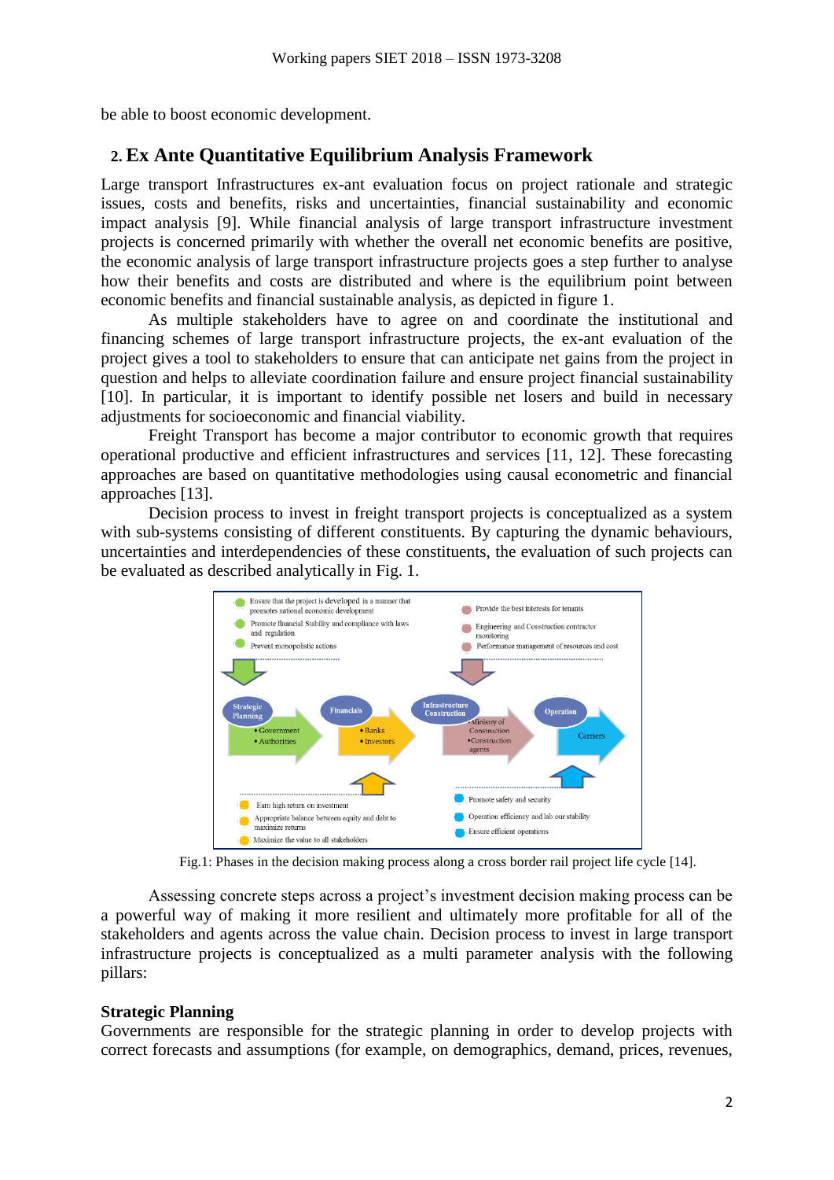be able to boost economic development.

## 2. Ex Ante Quantitative Equilibrium Analysis Framework

Large transport Infrastructures ex-ant evaluation focus on project rationale and strategic issues, costs and benefits, risks and uncertainties, financial sustainability and economic impact analysis [9]. While financial analysis of large transport infrastructure investment projects is concerned primarily with whether the overall net economic benefits are positive, the economic analysis of large transport infrastructure projects goes a step further to analyse how their benefits and costs are distributed and where is the equilibrium point between economic benefits and financial sustainable analysis, as depicted in figure 1.

As multiple stakeholders have to agree on and coordinate the institutional and financing schemes of large transport infrastructure projects, the ex-ant evaluation of the project gives a tool to stakeholders to ensure that can anticipate net gains from the project in question and helps to alleviate coordination failure and ensure project financial sustainability [10]. In particular, it is important to identify possible net losers and build in necessary adjustments for socioeconomic and financial viability.

Freight Transport has become a major contributor to economic growth that requires operational productive and efficient infrastructures and services [11, 12]. These forecasting approaches are based on quantitative methodologies using causal econometric and financial approaches [13].

Decision process to invest in freight transport projects is conceptualized as a system with sub-systems consisting of different constituents. By capturing the dynamic behaviours, uncertainties and interdependencies of these constituents, the evaluation of such projects can be evaluated as described analytically in Fig. 1.

Ensure that the project is developed in a manner that promotes national economic development
Promote financial Stability and compliance with laws and regulation
Prevent monopolistic actions

Provide the best interests for tenants
Engineering and Construction contractor monitoring
Performance management of resources and cost

Strategic Planning
• Government
• Authorities

Financials
• Banks
• Investors

Infrastructure Construction
•Ministry of Construction
•Construction agents

Operation
Carriers

Earn high return on investment
Appropriate balance between equity and debt to maximize returns
Maximize the value to all stakeholders

Promote safety and security
Operation efficiency and lab our stability
Ensure efficient operations

Fig.1: Phases in the decision making process along a cross border rail project life cycle [14].

Assessing concrete steps across a project's investment decision making process can be a powerful way of making it more resilient and ultimately more profitable for all of the stakeholders and agents across the value chain. Decision process to invest in large transport infrastructure projects is conceptualized as a multi parameter analysis with the following pillars:

**Strategic Planning**

Governments are responsible for the strategic planning in order to develop projects with correct forecasts and assumptions (for example, on demographics, demand, prices, revenues,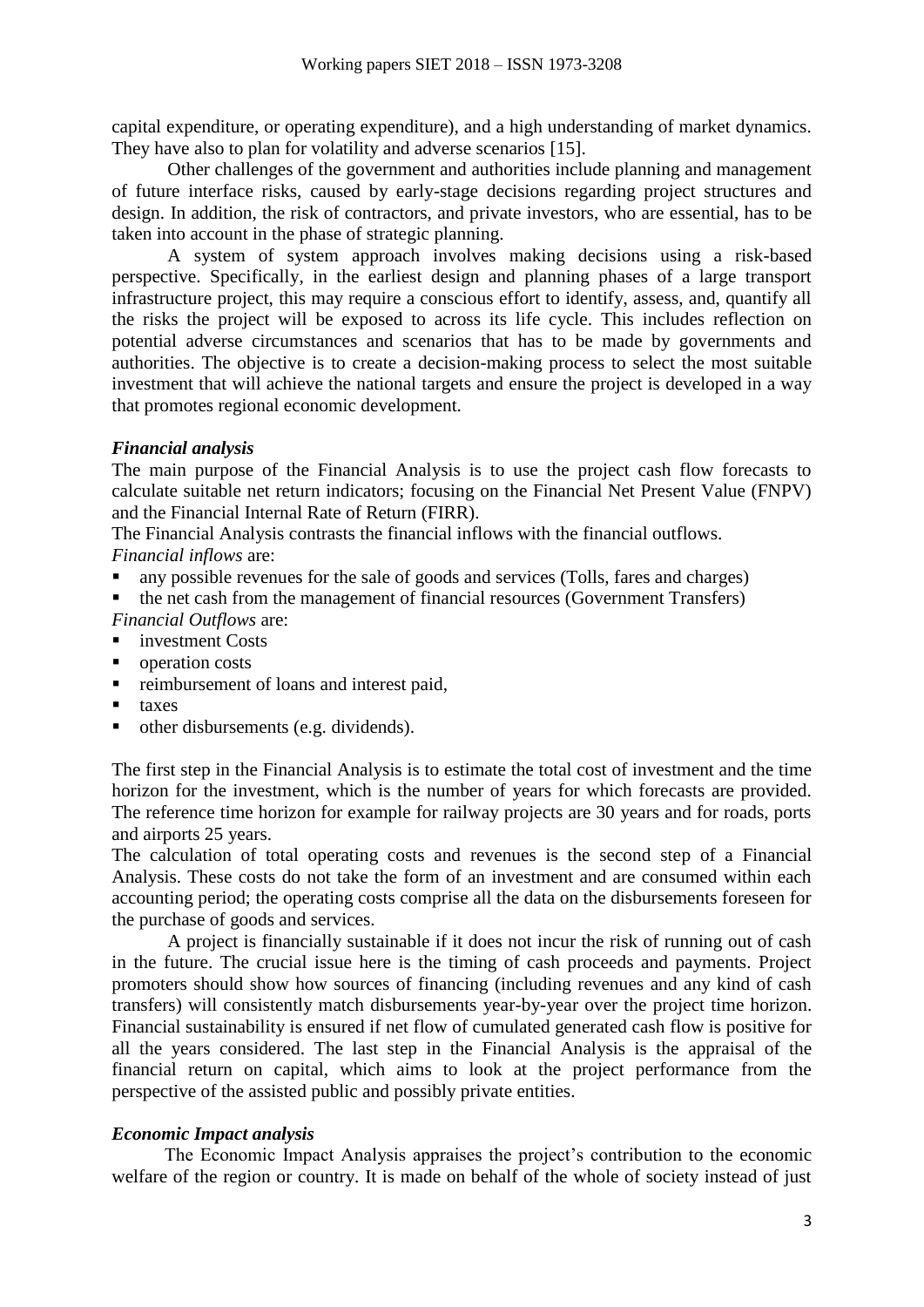capital expenditure, or operating expenditure), and a high understanding of market dynamics. They have also to plan for volatility and adverse scenarios [15].

Other challenges of the government and authorities include planning and management of future interface risks, caused by early-stage decisions regarding project structures and design. In addition, the risk of contractors, and private investors, who are essential, has to be taken into account in the phase of strategic planning.

A system of system approach involves making decisions using a risk-based perspective. Specifically, in the earliest design and planning phases of a large transport infrastructure project, this may require a conscious effort to identify, assess, and, quantify all the risks the project will be exposed to across its life cycle. This includes reflection on potential adverse circumstances and scenarios that has to be made by governments and authorities. The objective is to create a decision-making process to select the most suitable investment that will achieve the national targets and ensure the project is developed in a way that promotes regional economic development.

### *Financial analysis*

The main purpose of the Financial Analysis is to use the project cash flow forecasts to calculate suitable net return indicators; focusing on the Financial Net Present Value (FNPV) and the Financial Internal Rate of Return (FIRR).

The Financial Analysis contrasts the financial inflows with the financial outflows.

*Financial inflows* are:

- any possible revenues for the sale of goods and services (Tolls, fares and charges)
- the net cash from the management of financial resources (Government Transfers)

*Financial Outflows* are:

- investment Costs
- operation costs
- reimbursement of loans and interest paid,
- taxes
- other disbursements (e.g. dividends).

The first step in the Financial Analysis is to estimate the total cost of investment and the time horizon for the investment, which is the number of years for which forecasts are provided. The reference time horizon for example for railway projects are 30 years and for roads, ports and airports 25 years.

The calculation of total operating costs and revenues is the second step of a Financial Analysis. These costs do not take the form of an investment and are consumed within each accounting period; the operating costs comprise all the data on the disbursements foreseen for the purchase of goods and services.

A project is financially sustainable if it does not incur the risk of running out of cash in the future. The crucial issue here is the timing of cash proceeds and payments. Project promoters should show how sources of financing (including revenues and any kind of cash transfers) will consistently match disbursements year-by-year over the project time horizon. Financial sustainability is ensured if net flow of cumulated generated cash flow is positive for all the years considered. The last step in the Financial Analysis is the appraisal of the financial return on capital, which aims to look at the project performance from the perspective of the assisted public and possibly private entities.

### *Economic Impact analysis*

The Economic Impact Analysis appraises the project's contribution to the economic welfare of the region or country. It is made on behalf of the whole of society instead of just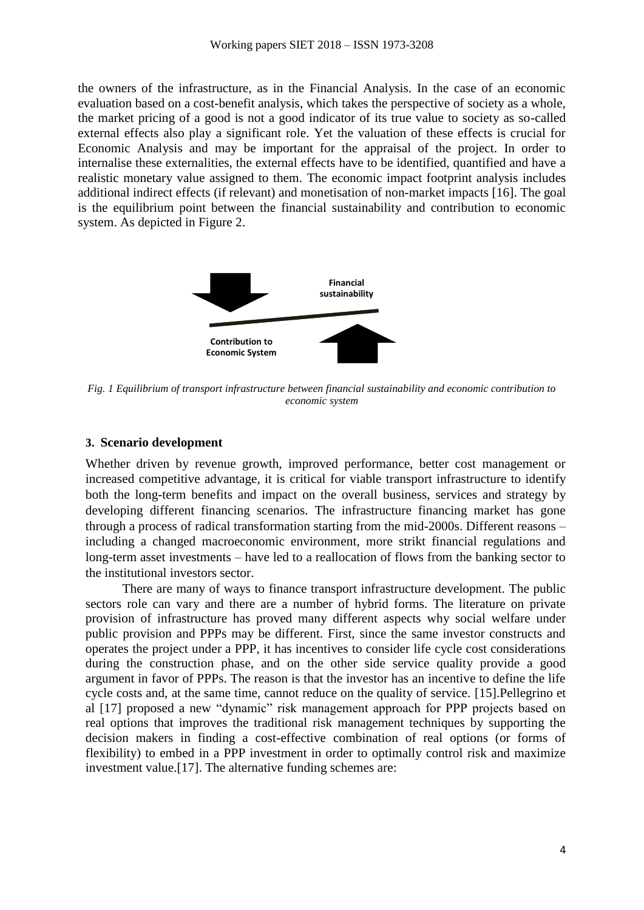the owners of the infrastructure, as in the Financial Analysis. In the case of an economic evaluation based on a cost-benefit analysis, which takes the perspective of society as a whole, the market pricing of a good is not a good indicator of its true value to society as so-called external effects also play a significant role. Yet the valuation of these effects is crucial for Economic Analysis and may be important for the appraisal of the project. In order to internalise these externalities, the external effects have to be identified, quantified and have a realistic monetary value assigned to them. The economic impact footprint analysis includes additional indirect effects (if relevant) and monetisation of non-market impacts [16]. The goal is the equilibrium point between the financial sustainability and contribution to economic system. As depicted in Figure 2.

Financial sustainability

Contribution to Economic System

*Fig. 1 Equilibrium of transport infrastructure between financial sustainability and economic contribution to economic system*

## 3. Scenario development

Whether driven by revenue growth, improved performance, better cost management or increased competitive advantage, it is critical for viable transport infrastructure to identify both the long-term benefits and impact on the overall business, services and strategy by developing different financing scenarios. The infrastructure financing market has gone through a process of radical transformation starting from the mid-2000s. Different reasons – including a changed macroeconomic environment, more strikt financial regulations and long-term asset investments – have led to a reallocation of flows from the banking sector to the institutional investors sector.

There are many of ways to finance transport infrastructure development. The public sectors role can vary and there are a number of hybrid forms. The literature on private provision of infrastructure has proved many different aspects why social welfare under public provision and PPPs may be different. First, since the same investor constructs and operates the project under a PPP, it has incentives to consider life cycle cost considerations during the construction phase, and on the other side service quality provide a good argument in favor of PPPs. The reason is that the investor has an incentive to define the life cycle costs and, at the same time, cannot reduce on the quality of service. [15].Pellegrino et al [17] proposed a new "dynamic" risk management approach for PPP projects based on real options that improves the traditional risk management techniques by supporting the decision makers in finding a cost-effective combination of real options (or forms of flexibility) to embed in a PPP investment in order to optimally control risk and maximize investment value.[17]. The alternative funding schemes are: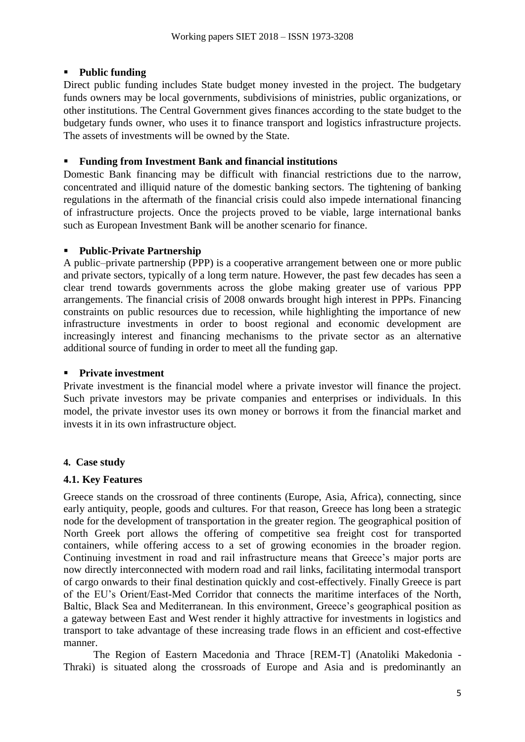- **Public funding**

Direct public funding includes State budget money invested in the project. The budgetary funds owners may be local governments, subdivisions of ministries, public organizations, or other institutions. The Central Government gives finances according to the state budget to the budgetary funds owner, who uses it to finance transport and logistics infrastructure projects. The assets of investments will be owned by the State.

- **Funding from Investment Bank and financial institutions**

Domestic Bank financing may be difficult with financial restrictions due to the narrow, concentrated and illiquid nature of the domestic banking sectors. The tightening of banking regulations in the aftermath of the financial crisis could also impede international financing of infrastructure projects. Once the projects proved to be viable, large international banks such as European Investment Bank will be another scenario for finance.

- **Public-Private Partnership**

A public–private partnership (PPP) is a cooperative arrangement between one or more public and private sectors, typically of a long term nature. However, the past few decades has seen a clear trend towards governments across the globe making greater use of various PPP arrangements. The financial crisis of 2008 onwards brought high interest in PPPs. Financing constraints on public resources due to recession, while highlighting the importance of new infrastructure investments in order to boost regional and economic development are increasingly interest and financing mechanisms to the private sector as an alternative additional source of funding in order to meet all the funding gap.

- **Private investment**

Private investment is the financial model where a private investor will finance the project. Such private investors may be private companies and enterprises or individuals. In this model, the private investor uses its own money or borrows it from the financial market and invests it in its own infrastructure object.

## 4. Case study

### 4.1. Key Features

Greece stands on the crossroad of three continents (Europe, Asia, Africa), connecting, since early antiquity, people, goods and cultures. For that reason, Greece has long been a strategic node for the development of transportation in the greater region. The geographical position of North Greek port allows the offering of competitive sea freight cost for transported containers, while offering access to a set of growing economies in the broader region. Continuing investment in road and rail infrastructure means that Greece's major ports are now directly interconnected with modern road and rail links, facilitating intermodal transport of cargo onwards to their final destination quickly and cost-effectively. Finally Greece is part of the EU's Orient/East-Med Corridor that connects the maritime interfaces of the North, Baltic, Black Sea and Mediterranean. In this environment, Greece's geographical position as a gateway between East and West render it highly attractive for investments in logistics and transport to take advantage of these increasing trade flows in an efficient and cost-effective manner.

The Region of Eastern Macedonia and Thrace [REM-T] (Anatoliki Makedonia - Thraki) is situated along the crossroads of Europe and Asia and is predominantly an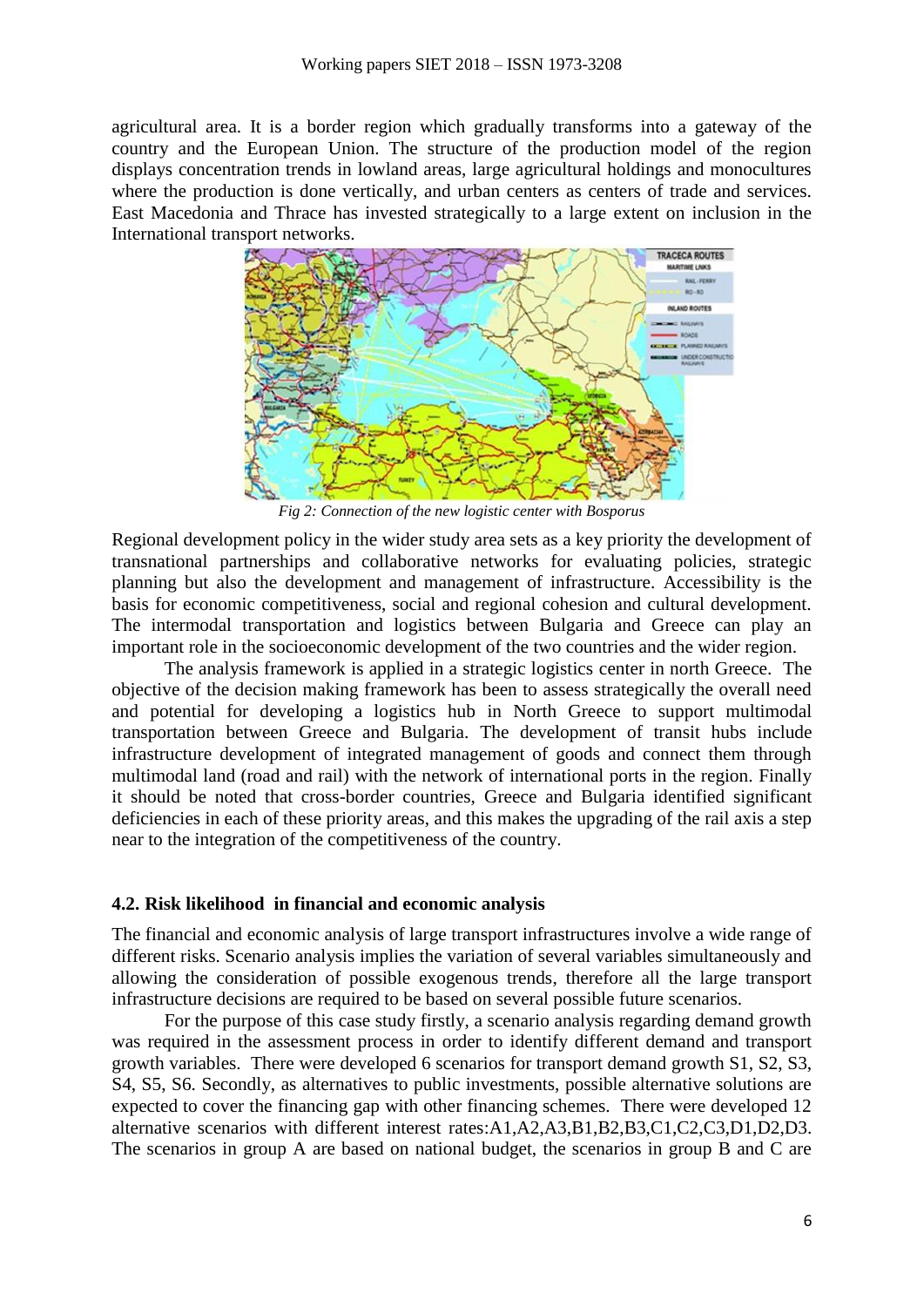agricultural area. It is a border region which gradually transforms into a gateway of the country and the European Union. The structure of the production model of the region displays concentration trends in lowland areas, large agricultural holdings and monocultures where the production is done vertically, and urban centers as centers of trade and services. East Macedonia and Thrace has invested strategically to a large extent on inclusion in the International transport networks.

TRACECA ROUTES
MARITIME LINKS
RAIL-FERRY
RO-RO
INLAND ROUTES
RAILWAYS
ROADS
PLANNED RAILWAYS
UNDER CONSTRUCTION RAILWAYS

*Fig 2: Connection of the new logistic center with Bosporus*

Regional development policy in the wider study area sets as a key priority the development of transnational partnerships and collaborative networks for evaluating policies, strategic planning but also the development and management of infrastructure. Accessibility is the basis for economic competitiveness, social and regional cohesion and cultural development. The intermodal transportation and logistics between Bulgaria and Greece can play an important role in the socioeconomic development of the two countries and the wider region.

The analysis framework is applied in a strategic logistics center in north Greece. The objective of the decision making framework has been to assess strategically the overall need and potential for developing a logistics hub in North Greece to support multimodal transportation between Greece and Bulgaria. The development of transit hubs include infrastructure development of integrated management of goods and connect them through multimodal land (road and rail) with the network of international ports in the region. Finally it should be noted that cross-border countries, Greece and Bulgaria identified significant deficiencies in each of these priority areas, and this makes the upgrading of the rail axis a step near to the integration of the competitiveness of the country.

### 4.2. Risk likelihood in financial and economic analysis

The financial and economic analysis of large transport infrastructures involve a wide range of different risks. Scenario analysis implies the variation of several variables simultaneously and allowing the consideration of possible exogenous trends, therefore all the large transport infrastructure decisions are required to be based on several possible future scenarios.

For the purpose of this case study firstly, a scenario analysis regarding demand growth was required in the assessment process in order to identify different demand and transport growth variables. There were developed 6 scenarios for transport demand growth S1, S2, S3, S4, S5, S6. Secondly, as alternatives to public investments, possible alternative solutions are expected to cover the financing gap with other financing schemes. There were developed 12 alternative scenarios with different interest rates:A1,A2,A3,B1,B2,B3,C1,C2,C3,D1,D2,D3. The scenarios in group A are based on national budget, the scenarios in group B and C are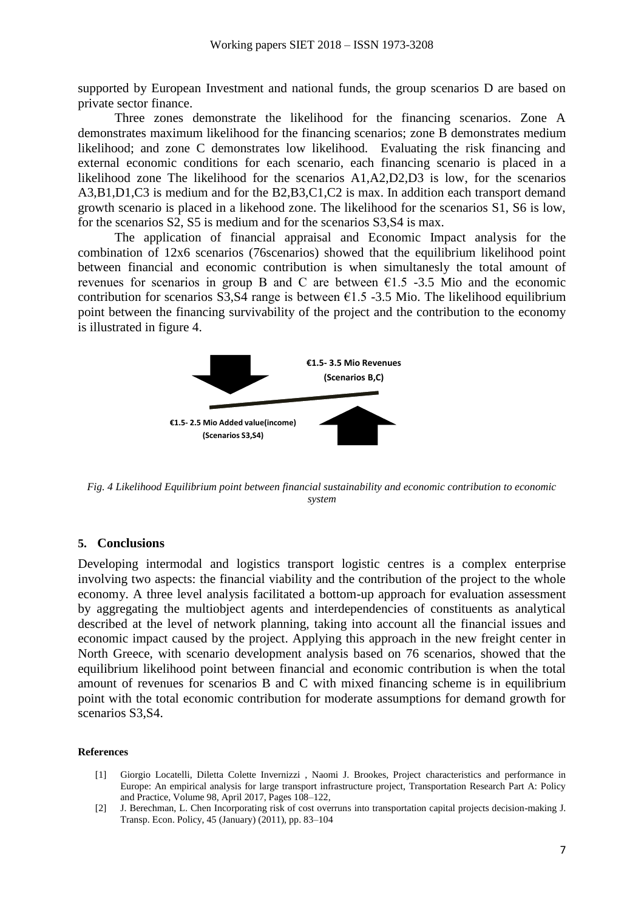supported by European Investment and national funds, the group scenarios D are based on private sector finance.

Three zones demonstrate the likelihood for the financing scenarios. Zone A demonstrates maximum likelihood for the financing scenarios; zone B demonstrates medium likelihood; and zone C demonstrates low likelihood. Evaluating the risk financing and external economic conditions for each scenario, each financing scenario is placed in a likelihood zone The likelihood for the scenarios A1,A2,D2,D3 is low, for the scenarios A3,B1,D1,C3 is medium and for the B2,B3,C1,C2 is max. In addition each transport demand growth scenario is placed in a likehood zone. The likelihood for the scenarios S1, S6 is low, for the scenarios S2, S5 is medium and for the scenarios S3,S4 is max.

The application of financial appraisal and Economic Impact analysis for the combination of 12x6 scenarios (76scenarios) showed that the equilibrium likelihood point between financial and economic contribution is when simultanesly the total amount of revenues for scenarios in group B and C are between €1.5 -3.5 Mio and the economic contribution for scenarios S3,S4 range is between €1.5 -3.5 Mio. The likelihood equilibrium point between the financing survivability of the project and the contribution to the economy is illustrated in figure 4.

**€1.5- 3.5 Mio Revenues**
**(Scenarios B,C)**

**€1.5- 2.5 Mio Added value(income)**
**(Scenarios S3,S4)**

*Fig. 4 Likelihood Equilibrium point between financial sustainability and economic contribution to economic system*

## 5. Conclusions

Developing intermodal and logistics transport logistic centres is a complex enterprise involving two aspects: the financial viability and the contribution of the project to the whole economy. A three level analysis facilitated a bottom-up approach for evaluation assessment by aggregating the multiobject agents and interdependencies of constituents as analytical described at the level of network planning, taking into account all the financial issues and economic impact caused by the project. Applying this approach in the new freight center in North Greece, with scenario development analysis based on 76 scenarios, showed that the equilibrium likelihood point between financial and economic contribution is when the total amount of revenues for scenarios B and C with mixed financing scheme is in equilibrium point with the total economic contribution for moderate assumptions for demand growth for scenarios S3,S4.

**References**

[1] Giorgio Locatelli, Diletta Colette Invernizzi , Naomi J. Brookes, Project characteristics and performance in Europe: An empirical analysis for large transport infrastructure project, Transportation Research Part A: Policy and Practice, Volume 98, April 2017, Pages 108–122,

[2] J. Berechman, L. Chen Incorporating risk of cost overruns into transportation capital projects decision-making J. Transp. Econ. Policy, 45 (January) (2011), pp. 83–104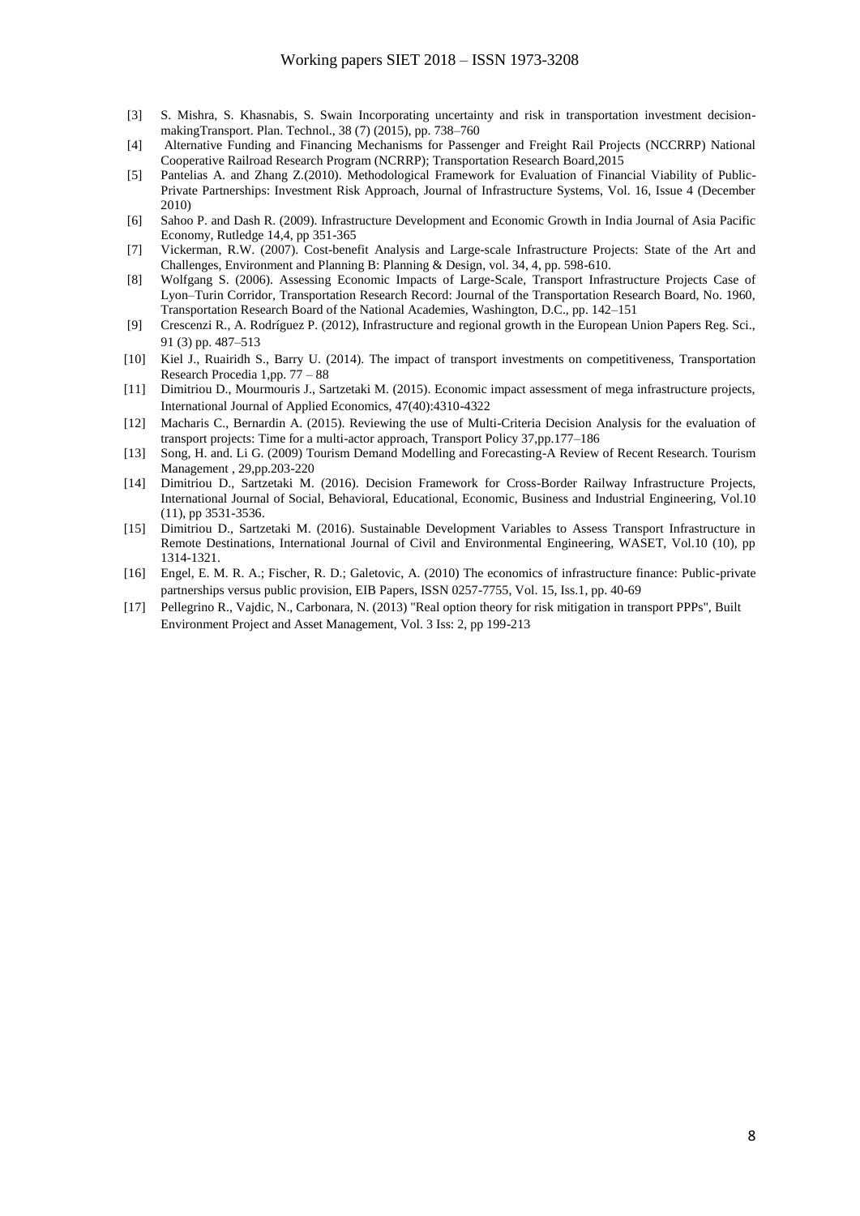[3] S. Mishra, S. Khasnabis, S. Swain Incorporating uncertainty and risk in transportation investment decision-makingTransport. Plan. Technol., 38 (7) (2015), pp. 738–760

[4] Alternative Funding and Financing Mechanisms for Passenger and Freight Rail Projects (NCCRRP) National Cooperative Railroad Research Program (NCRRP); Transportation Research Board,2015

[5] Pantelias A. and Zhang Z.(2010). Methodological Framework for Evaluation of Financial Viability of Public-Private Partnerships: Investment Risk Approach, Journal of Infrastructure Systems, Vol. 16, Issue 4 (December 2010)

[6] Sahoo P. and Dash R. (2009). Infrastructure Development and Economic Growth in India Journal of Asia Pacific Economy, Rutledge 14,4, pp 351-365

[7] Vickerman, R.W. (2007). Cost-benefit Analysis and Large-scale Infrastructure Projects: State of the Art and Challenges, Environment and Planning B: Planning & Design, vol. 34, 4, pp. 598-610.

[8] Wolfgang S. (2006). Assessing Economic Impacts of Large-Scale, Transport Infrastructure Projects Case of Lyon–Turin Corridor, Transportation Research Record: Journal of the Transportation Research Board, No. 1960, Transportation Research Board of the National Academies, Washington, D.C., pp. 142–151

[9] Crescenzi R., A. Rodríguez P. (2012), Infrastructure and regional growth in the European Union Papers Reg. Sci., 91 (3) pp. 487–513

[10] Kiel J., Ruairidh S., Barry U. (2014). The impact of transport investments on competitiveness, Transportation Research Procedia 1,pp. 77 – 88

[11] Dimitriou D., Mourmouris J., Sartzetaki M. (2015). Economic impact assessment of mega infrastructure projects, International Journal of Applied Economics, 47(40):4310-4322

[12] Macharis C., Bernardin A. (2015). Reviewing the use of Multi-Criteria Decision Analysis for the evaluation of transport projects: Time for a multi-actor approach, Transport Policy 37,pp.177–186

[13] Song, H. and. Li G. (2009) Tourism Demand Modelling and Forecasting-A Review of Recent Research. Tourism Management , 29,pp.203-220

[14] Dimitriou D., Sartzetaki M. (2016). Decision Framework for Cross-Border Railway Infrastructure Projects, International Journal of Social, Behavioral, Educational, Economic, Business and Industrial Engineering, Vol.10 (11), pp 3531-3536.

[15] Dimitriou D., Sartzetaki M. (2016). Sustainable Development Variables to Assess Transport Infrastructure in Remote Destinations, International Journal of Civil and Environmental Engineering, WASET, Vol.10 (10), pp 1314-1321.

[16] Engel, E. M. R. A.; Fischer, R. D.; Galetovic, A. (2010) The economics of infrastructure finance: Public-private partnerships versus public provision, EIB Papers, ISSN 0257-7755, Vol. 15, Iss.1, pp. 40-69

[17] Pellegrino R., Vajdic, N., Carbonara, N. (2013) "Real option theory for risk mitigation in transport PPPs", Built Environment Project and Asset Management, Vol. 3 Iss: 2, pp 199-213